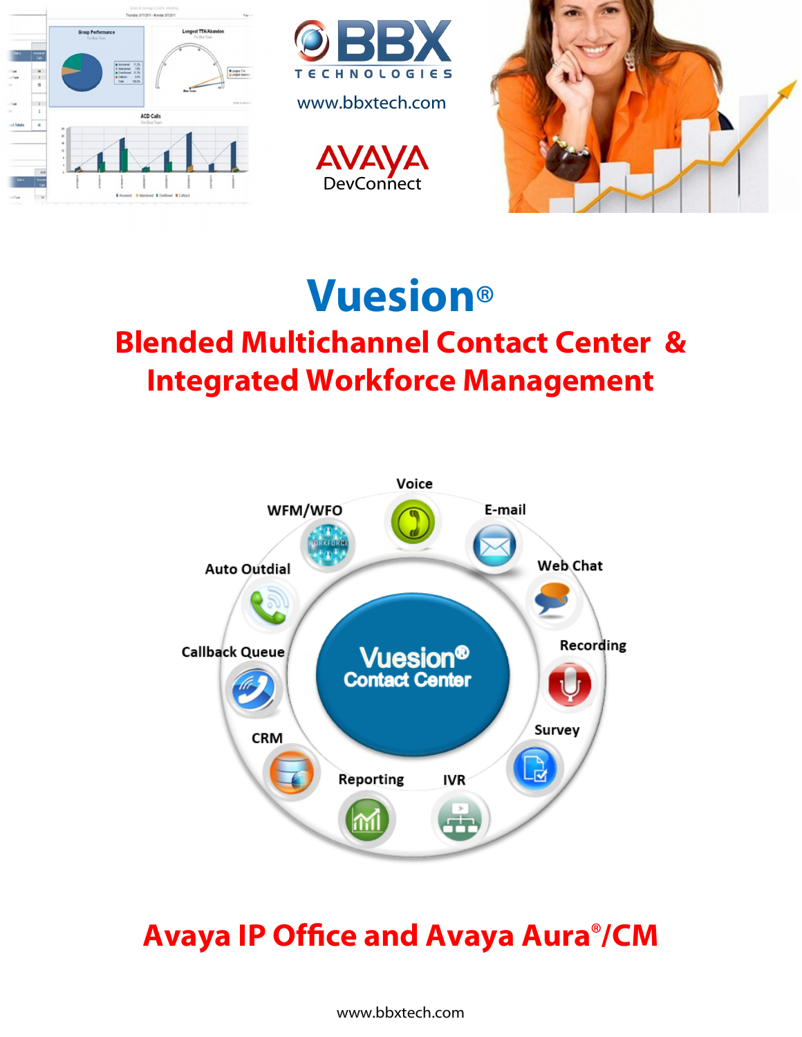BBX TECHNOLOGIES

www.bbxtech.com

AVAYA DevConnect

# Vuesion®

## Blended Multichannel Contact Center & Integrated Workforce Management

Vuesion® Contact Center

- Voice
- E-mail
- Web Chat
- Recording
- Survey
- IVR
- Reporting
- CRM
- Callback Queue
- Auto Outdial
- WFM/WFO

## Avaya IP Office and Avaya Aura®/CM

www.bbxtech.com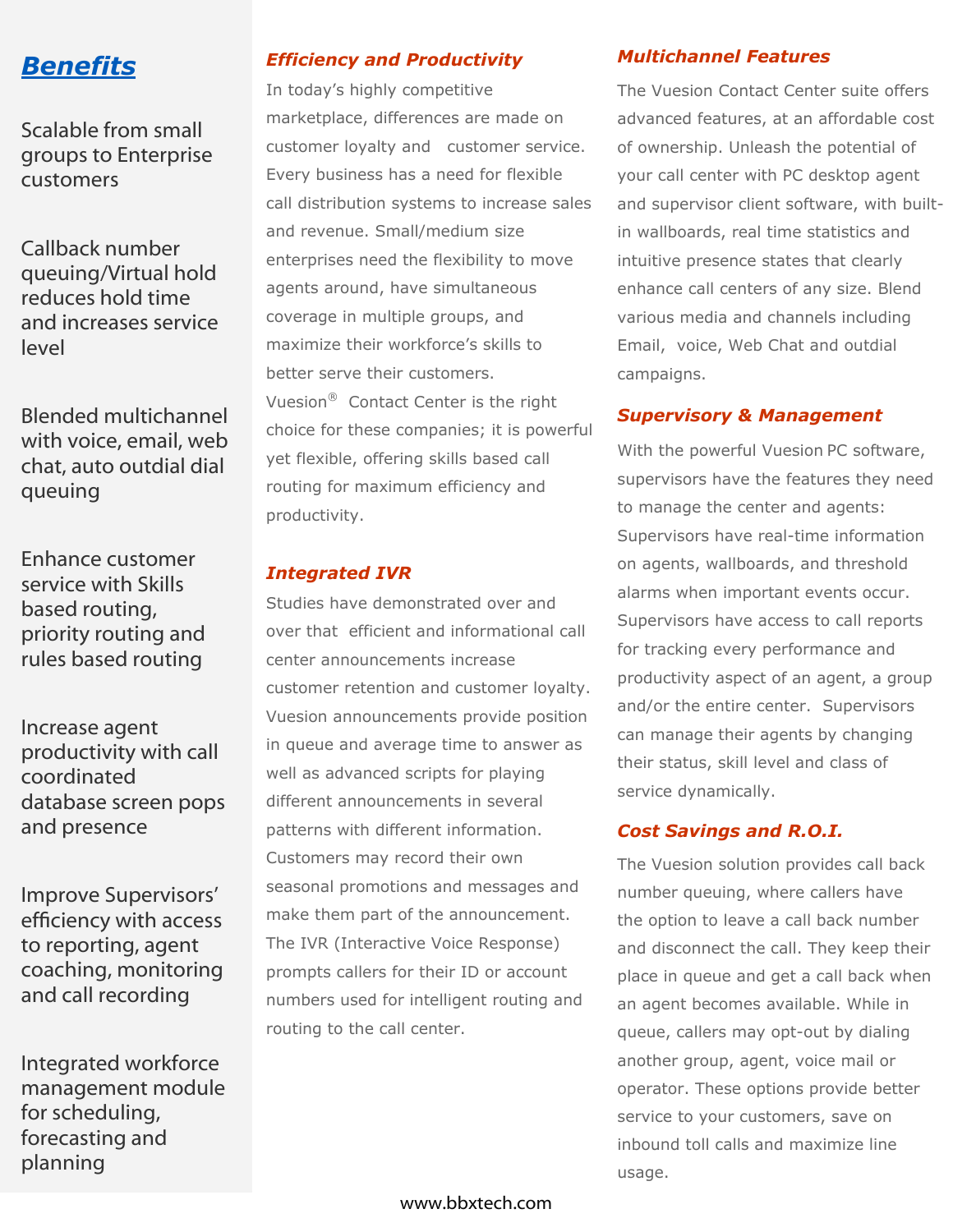## *Benefits*

Scalable from small groups to Enterprise customers

Callback number queuing/Virtual hold reduces hold time and increases service level

Blended multichannel with voice, email, web chat, auto outdial dial queuing

Enhance customer service with Skills based routing, priority routing and rules based routing

Increase agent productivity with call coordinated database screen pops and presence

Improve Supervisors' efficiency with access to reporting, agent coaching, monitoring and call recording

Integrated workforce management module for scheduling, forecasting and planning

### *Efficiency and Productivity*

In today's highly competitive marketplace, differences are made on customer loyalty and customer service. Every business has a need for flexible call distribution systems to increase sales and revenue. Small/medium size enterprises need the flexibility to move agents around, have simultaneous coverage in multiple groups, and maximize their workforce's skills to better serve their customers. Vuesion® Contact Center is the right choice for these companies; it is powerful yet flexible, offering skills based call routing for maximum efficiency and productivity.

### *Integrated IVR*

Studies have demonstrated over and over that efficient and informational call center announcements increase customer retention and customer loyalty. Vuesion announcements provide position in queue and average time to answer as well as advanced scripts for playing different announcements in several patterns with different information. Customers may record their own seasonal promotions and messages and make them part of the announcement. The IVR (Interactive Voice Response) prompts callers for their ID or account numbers used for intelligent routing and routing to the call center.

### *Multichannel Features*

The Vuesion Contact Center suite offers advanced features, at an affordable cost of ownership. Unleash the potential of your call center with PC desktop agent and supervisor client software, with built-in wallboards, real time statistics and intuitive presence states that clearly enhance call centers of any size. Blend various media and channels including Email, voice, Web Chat and outdial campaigns.

### *Supervisory & Management*

With the powerful Vuesion PC software, supervisors have the features they need to manage the center and agents: Supervisors have real-time information on agents, wallboards, and threshold alarms when important events occur. Supervisors have access to call reports for tracking every performance and productivity aspect of an agent, a group and/or the entire center. Supervisors can manage their agents by changing their status, skill level and class of service dynamically.

### *Cost Savings and R.O.I.*

The Vuesion solution provides call back number queuing, where callers have the option to leave a call back number and disconnect the call. They keep their place in queue and get a call back when an agent becomes available. While in queue, callers may opt-out by dialing another group, agent, voice mail or operator. These options provide better service to your customers, save on inbound toll calls and maximize line usage.

www.bbxtech.com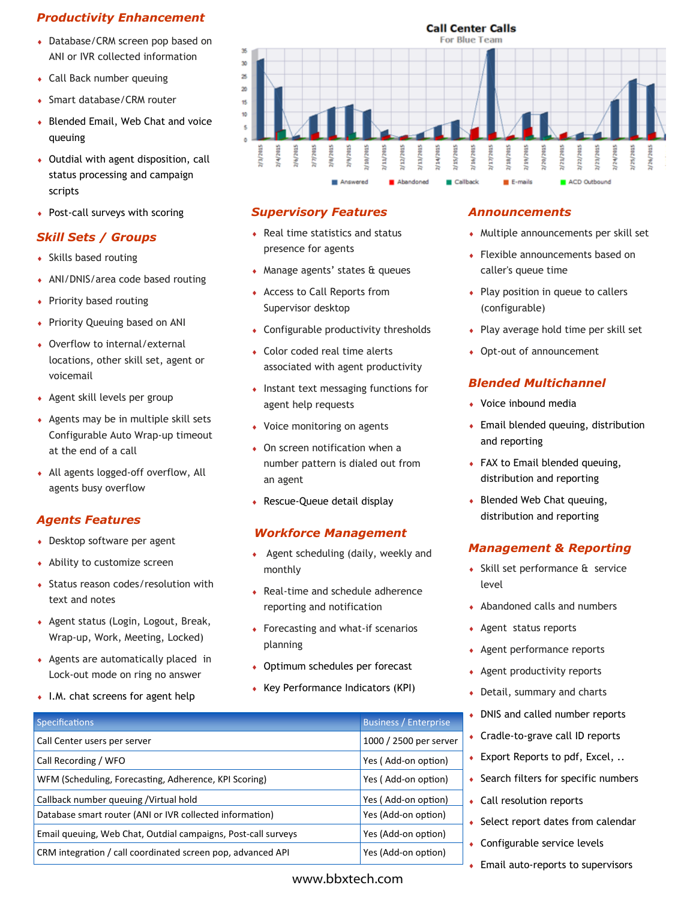## Productivity Enhancement

- Database/CRM screen pop based on ANI or IVR collected information
- Call Back number queuing
- Smart database/CRM router
- Blended Email, Web Chat and voice queuing
- Outdial with agent disposition, call status processing and campaign scripts
- Post-call surveys with scoring

## Skill Sets / Groups

- Skills based routing
- ANI/DNIS/area code based routing
- Priority based routing
- Priority Queuing based on ANI
- Overflow to internal/external locations, other skill set, agent or voicemail
- Agent skill levels per group
- Agents may be in multiple skill sets Configurable Auto Wrap-up timeout at the end of a call
- All agents logged-off overflow, All agents busy overflow

## Agents Features

- Desktop software per agent
- Ability to customize screen
- Status reason codes/resolution with text and notes
- Agent status (Login, Logout, Break, Wrap-up, Work, Meeting, Locked)
- Agents are automatically placed in Lock-out mode on ring no answer
- I.M. chat screens for agent help

## Supervisory Features

- Real time statistics and status presence for agents
- Manage agents' states & queues
- Access to Call Reports from Supervisor desktop
- Configurable productivity thresholds
- Color coded real time alerts associated with agent productivity
- Instant text messaging functions for agent help requests
- Voice monitoring on agents
- On screen notification when a number pattern is dialed out from an agent
- Rescue-Queue detail display

## Workforce Management

- Agent scheduling (daily, weekly and monthly
- Real-time and schedule adherence reporting and notification
- Forecasting and what-if scenarios planning
- Optimum schedules per forecast
- Key Performance Indicators (KPI)

## Announcements

- Multiple announcements per skill set
- Flexible announcements based on caller's queue time
- Play position in queue to callers (configurable)
- Play average hold time per skill set
- Opt-out of announcement

## Blended Multichannel

- Voice inbound media
- Email blended queuing, distribution and reporting
- FAX to Email blended queuing, distribution and reporting
- Blended Web Chat queuing, distribution and reporting

## Management & Reporting

- Skill set performance & service level
- Abandoned calls and numbers
- Agent status reports
- Agent performance reports
- Agent productivity reports
- Detail, summary and charts
- DNIS and called number reports
- Cradle-to-grave call ID reports
- Export Reports to pdf, Excel, ..
- Search filters for specific numbers
- Call resolution reports
- Select report dates from calendar
- Configurable service levels
- Email auto-reports to supervisors

| Specifications | Business / Enterprise |
|---|---|
| Call Center users per server | 1000 / 2500 per server |
| Call Recording / WFO | Yes ( Add-on option) |
| WFM (Scheduling, Forecasting, Adherence, KPI Scoring) | Yes ( Add-on option) |
| Callback number queuing /Virtual hold | Yes ( Add-on option) |
| Database smart router (ANI or IVR collected information) | Yes (Add-on option) |
| Email queuing, Web Chat, Outdial campaigns, Post-call surveys | Yes (Add-on option) |
| CRM integration / call coordinated screen pop, advanced API | Yes (Add-on option) |

www.bbxtech.com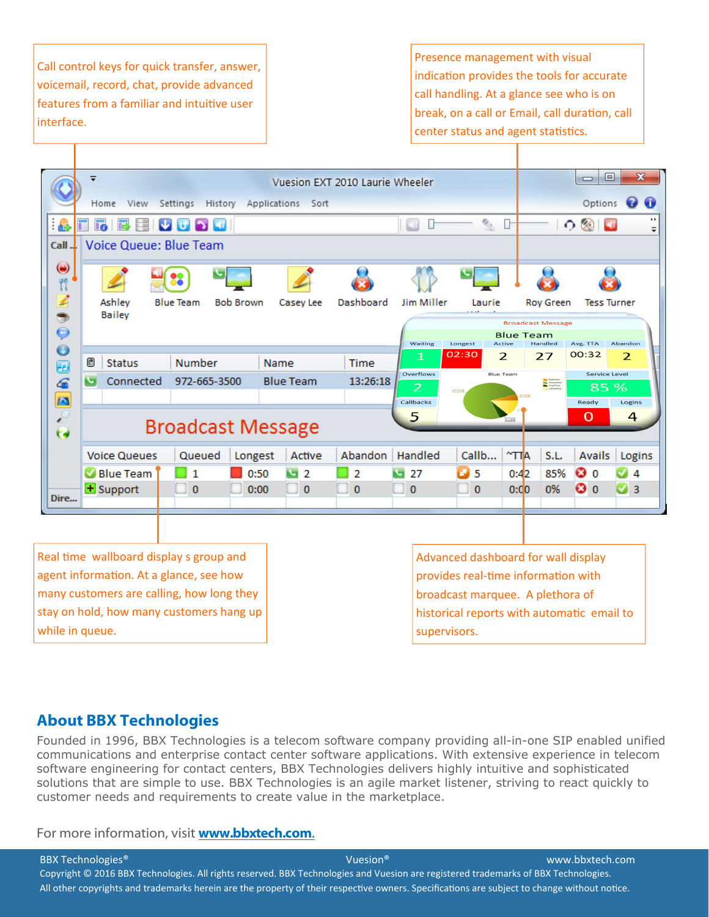Call control keys for quick transfer, answer, voicemail, record, chat, provide advanced features from a familiar and intuitive user interface.

Presence management with visual indication provides the tools for accurate call handling. At a glance see who is on break, on a call or Email, call duration, call center status and agent statistics.

Real time wallboard display s group and agent information. At a glance, see how many customers are calling, how long they stay on hold, how many customers hang up while in queue.

Advanced dashboard for wall display provides real-time information with broadcast marquee. A plethora of historical reports with automatic email to supervisors.

## About BBX Technologies

Founded in 1996, BBX Technologies is a telecom software company providing all-in-one SIP enabled unified communications and enterprise contact center software applications. With extensive experience in telecom software engineering for contact centers, BBX Technologies delivers highly intuitive and sophisticated solutions that are simple to use. BBX Technologies is an agile market listener, striving to react quickly to customer needs and requirements to create value in the marketplace.

For more information, visit **www.bbxtech.com.**

BBX Technologies® Vuesion® www.bbxtech.com

Copyright © 2016 BBX Technologies. All rights reserved. BBX Technologies and Vuesion are registered trademarks of BBX Technologies.

All other copyrights and trademarks herein are the property of their respective owners. Specifications are subject to change without notice.